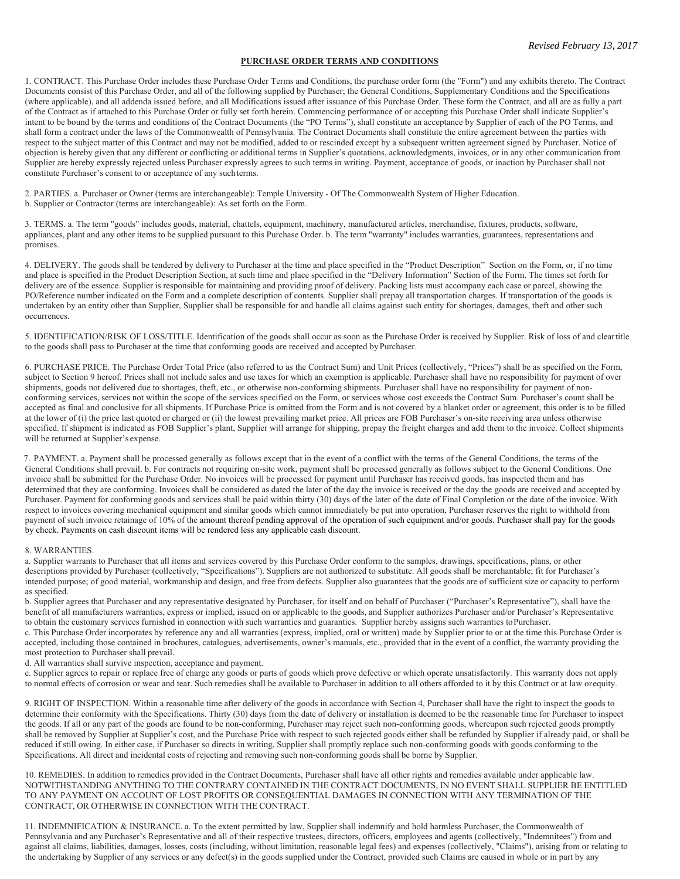*Revised February 13, 2017*

## PURCHASE ORDER TERMS AND CONDITIONS

1. CONTRACT. This Purchase Order includes these Purchase Order Terms and Conditions, the purchase order form (the "Form") and any exhibits thereto. The Contract Documents consist of this Purchase Order, and all of the following supplied by Purchaser; the General Conditions, Supplementary Conditions and the Specifications (where applicable), and all addenda issued before, and all Modifications issued after issuance of this Purchase Order. These form the Contract, and all are as fully a part of the Contract as if attached to this Purchase Order or fully set forth herein. Commencing performance of or accepting this Purchase Order shall indicate Supplier's intent to be bound by the terms and conditions of the Contract Documents (the "PO Terms"), shall constitute an acceptance by Supplier of each of the PO Terms, and shall form a contract under the laws of the Commonwealth of Pennsylvania. The Contract Documents shall constitute the entire agreement between the parties with respect to the subject matter of this Contract and may not be modified, added to or rescinded except by a subsequent written agreement signed by Purchaser. Notice of objection is hereby given that any different or conflicting or additional terms in Supplier's quotations, acknowledgments, invoices, or in any other communication from Supplier are hereby expressly rejected unless Purchaser expressly agrees to such terms in writing. Payment, acceptance of goods, or inaction by Purchaser shall not constitute Purchaser's consent to or acceptance of any such terms.

2. PARTIES. a. Purchaser or Owner (terms are interchangeable): Temple University - Of The Commonwealth System of Higher Education.
b. Supplier or Contractor (terms are interchangeable): As set forth on the Form.

3. TERMS. a. The term "goods" includes goods, material, chattels, equipment, machinery, manufactured articles, merchandise, fixtures, products, software, appliances, plant and any other items to be supplied pursuant to this Purchase Order. b. The term "warranty" includes warranties, guarantees, representations and promises.

4. DELIVERY. The goods shall be tendered by delivery to Purchaser at the time and place specified in the "Product Description" Section on the Form, or, if no time and place is specified in the Product Description Section, at such time and place specified in the "Delivery Information" Section of the Form. The times set forth for delivery are of the essence. Supplier is responsible for maintaining and providing proof of delivery. Packing lists must accompany each case or parcel, showing the PO/Reference number indicated on the Form and a complete description of contents. Supplier shall prepay all transportation charges. If transportation of the goods is undertaken by an entity other than Supplier, Supplier shall be responsible for and handle all claims against such entity for shortages, damages, theft and other such occurrences.

5. IDENTIFICATION/RISK OF LOSS/TITLE. Identification of the goods shall occur as soon as the Purchase Order is received by Supplier. Risk of loss of and clear title to the goods shall pass to Purchaser at the time that conforming goods are received and accepted by Purchaser.

6. PURCHASE PRICE. The Purchase Order Total Price (also referred to as the Contract Sum) and Unit Prices (collectively, "Prices") shall be as specified on the Form, subject to Section 9 hereof. Prices shall not include sales and use taxes for which an exemption is applicable. Purchaser shall have no responsibility for payment of over shipments, goods not delivered due to shortages, theft, etc., or otherwise non-conforming shipments. Purchaser shall have no responsibility for payment of non-conforming services, services not within the scope of the services specified on the Form, or services whose cost exceeds the Contract Sum. Purchaser's count shall be accepted as final and conclusive for all shipments. If Purchase Price is omitted from the Form and is not covered by a blanket order or agreement, this order is to be filled at the lower of (i) the price last quoted or charged or (ii) the lowest prevailing market price. All prices are FOB Purchaser's on-site receiving area unless otherwise specified. If shipment is indicated as FOB Supplier's plant, Supplier will arrange for shipping, prepay the freight charges and add them to the invoice. Collect shipments will be returned at Supplier's expense.

7. PAYMENT. a. Payment shall be processed generally as follows except that in the event of a conflict with the terms of the General Conditions, the terms of the General Conditions shall prevail. b. For contracts not requiring on-site work, payment shall be processed generally as follows subject to the General Conditions. One invoice shall be submitted for the Purchase Order. No invoices will be processed for payment until Purchaser has received goods, has inspected them and has determined that they are conforming. Invoices shall be considered as dated the later of the day the invoice is received or the day the goods are received and accepted by Purchaser. Payment for conforming goods and services shall be paid within thirty (30) days of the later of the date of Final Completion or the date of the invoice. With respect to invoices covering mechanical equipment and similar goods which cannot immediately be put into operation, Purchaser reserves the right to withhold from payment of such invoice retainage of 10% of the amount thereof pending approval of the operation of such equipment and/or goods. Purchaser shall pay for the goods by check. Payments on cash discount items will be rendered less any applicable cash discount.

8. WARRANTIES.
a. Supplier warrants to Purchaser that all items and services covered by this Purchase Order conform to the samples, drawings, specifications, plans, or other descriptions provided by Purchaser (collectively, "Specifications"). Suppliers are not authorized to substitute. All goods shall be merchantable; fit for Purchaser's intended purpose; of good material, workmanship and design, and free from defects. Supplier also guarantees that the goods are of sufficient size or capacity to perform as specified.
b. Supplier agrees that Purchaser and any representative designated by Purchaser, for itself and on behalf of Purchaser ("Purchaser's Representative"), shall have the benefit of all manufacturers warranties, express or implied, issued on or applicable to the goods, and Supplier authorizes Purchaser and/or Purchaser's Representative to obtain the customary services furnished in connection with such warranties and guaranties. Supplier hereby assigns such warranties to Purchaser.
c. This Purchase Order incorporates by reference any and all warranties (express, implied, oral or written) made by Supplier prior to or at the time this Purchase Order is accepted, including those contained in brochures, catalogues, advertisements, owner's manuals, etc., provided that in the event of a conflict, the warranty providing the most protection to Purchaser shall prevail.
d. All warranties shall survive inspection, acceptance and payment.
e. Supplier agrees to repair or replace free of charge any goods or parts of goods which prove defective or which operate unsatisfactorily. This warranty does not apply to normal effects of corrosion or wear and tear. Such remedies shall be available to Purchaser in addition to all others afforded to it by this Contract or at law or equity.

9. RIGHT OF INSPECTION. Within a reasonable time after delivery of the goods in accordance with Section 4, Purchaser shall have the right to inspect the goods to determine their conformity with the Specifications. Thirty (30) days from the date of delivery or installation is deemed to be the reasonable time for Purchaser to inspect the goods. If all or any part of the goods are found to be non-conforming, Purchaser may reject such non-conforming goods, whereupon such rejected goods promptly shall be removed by Supplier at Supplier's cost, and the Purchase Price with respect to such rejected goods either shall be refunded by Supplier if already paid, or shall be reduced if still owing. In either case, if Purchaser so directs in writing, Supplier shall promptly replace such non-conforming goods with goods conforming to the Specifications. All direct and incidental costs of rejecting and removing such non-conforming goods shall be borne by Supplier.

10. REMEDIES. In addition to remedies provided in the Contract Documents, Purchaser shall have all other rights and remedies available under applicable law. NOTWITHSTANDING ANYTHING TO THE CONTRARY CONTAINED IN THE CONTRACT DOCUMENTS, IN NO EVENT SHALL SUPPLIER BE ENTITLED TO ANY PAYMENT ON ACCOUNT OF LOST PROFITS OR CONSEQUENTIAL DAMAGES IN CONNECTION WITH ANY TERMINATION OF THE CONTRACT, OR OTHERWISE IN CONNECTION WITH THE CONTRACT.

11. INDEMNIFICATION & INSURANCE. a. To the extent permitted by law, Supplier shall indemnify and hold harmless Purchaser, the Commonwealth of Pennsylvania and any Purchaser's Representative and all of their respective trustees, directors, officers, employees and agents (collectively, "Indemnitees") from and against all claims, liabilities, damages, losses, costs (including, without limitation, reasonable legal fees) and expenses (collectively, "Claims"), arising from or relating to the undertaking by Supplier of any services or any defect(s) in the goods supplied under the Contract, provided such Claims are caused in whole or in part by any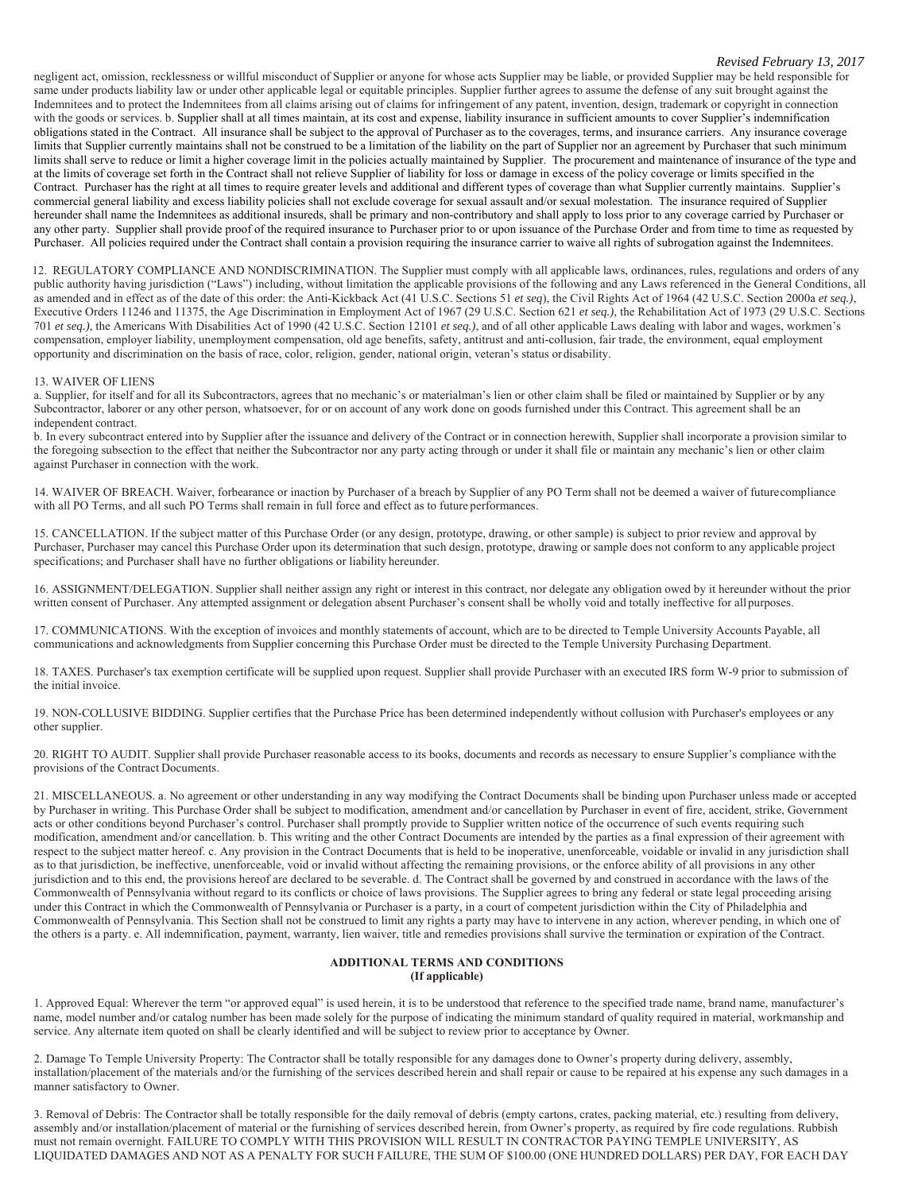negligent act, omission, recklessness or willful misconduct of Supplier or anyone for whose acts Supplier may be liable, or provided Supplier may be held responsible for same under products liability law or under other applicable legal or equitable principles. Supplier further agrees to assume the defense of any suit brought against the Indemnitees and to protect the Indemnitees from all claims arising out of claims for infringement of any patent, invention, design, trademark or copyright in connection with the goods or services. b. Supplier shall at all times maintain, at its cost and expense, liability insurance in sufficient amounts to cover Supplier's indemnification obligations stated in the Contract. All insurance shall be subject to the approval of Purchaser as to the coverages, terms, and insurance carriers. Any insurance coverage limits that Supplier currently maintains shall not be construed to be a limitation of the liability on the part of Supplier nor an agreement by Purchaser that such minimum limits shall serve to reduce or limit a higher coverage limit in the policies actually maintained by Supplier. The procurement and maintenance of insurance of the type and at the limits of coverage set forth in the Contract shall not relieve Supplier of liability for loss or damage in excess of the policy coverage or limits specified in the Contract. Purchaser has the right at all times to require greater levels and additional and different types of coverage than what Supplier currently maintains. Supplier's commercial general liability and excess liability policies shall not exclude coverage for sexual assault and/or sexual molestation. The insurance required of Supplier hereunder shall name the Indemnitees as additional insureds, shall be primary and non-contributory and shall apply to loss prior to any coverage carried by Purchaser or any other party. Supplier shall provide proof of the required insurance to Purchaser prior to or upon issuance of the Purchase Order and from time to time as requested by Purchaser. All policies required under the Contract shall contain a provision requiring the insurance carrier to waive all rights of subrogation against the Indemnitees.

12. REGULATORY COMPLIANCE AND NONDISCRIMINATION. The Supplier must comply with all applicable laws, ordinances, rules, regulations and orders of any public authority having jurisdiction ("Laws") including, without limitation the applicable provisions of the following and any Laws referenced in the General Conditions, all as amended and in effect as of the date of this order: the Anti-Kickback Act (41 U.S.C. Sections 51 *et seq*), the Civil Rights Act of 1964 (42 U.S.C. Section 2000a *et seq.)*, Executive Orders 11246 and 11375, the Age Discrimination in Employment Act of 1967 (29 U.S.C. Section 621 *et seq.)*, the Rehabilitation Act of 1973 (29 U.S.C. Sections 701 *et seq.)*, the Americans With Disabilities Act of 1990 (42 U.S.C. Section 12101 *et seq.)*, and of all other applicable Laws dealing with labor and wages, workmen's compensation, employer liability, unemployment compensation, old age benefits, safety, antitrust and anti-collusion, fair trade, the environment, equal employment opportunity and discrimination on the basis of race, color, religion, gender, national origin, veteran's status or disability.

13. WAIVER OF LIENS

a. Supplier, for itself and for all its Subcontractors, agrees that no mechanic's or materialman's lien or other claim shall be filed or maintained by Supplier or by any Subcontractor, laborer or any other person, whatsoever, for or on account of any work done on goods furnished under this Contract. This agreement shall be an independent contract.

b. In every subcontract entered into by Supplier after the issuance and delivery of the Contract or in connection herewith, Supplier shall incorporate a provision similar to the foregoing subsection to the effect that neither the Subcontractor nor any party acting through or under it shall file or maintain any mechanic's lien or other claim against Purchaser in connection with the work.

14. WAIVER OF BREACH. Waiver, forbearance or inaction by Purchaser of a breach by Supplier of any PO Term shall not be deemed a waiver of future compliance with all PO Terms, and all such PO Terms shall remain in full force and effect as to future performances.

15. CANCELLATION. If the subject matter of this Purchase Order (or any design, prototype, drawing, or other sample) is subject to prior review and approval by Purchaser, Purchaser may cancel this Purchase Order upon its determination that such design, prototype, drawing or sample does not conform to any applicable project specifications; and Purchaser shall have no further obligations or liability hereunder.

16. ASSIGNMENT/DELEGATION. Supplier shall neither assign any right or interest in this contract, nor delegate any obligation owed by it hereunder without the prior written consent of Purchaser. Any attempted assignment or delegation absent Purchaser's consent shall be wholly void and totally ineffective for all purposes.

17. COMMUNICATIONS. With the exception of invoices and monthly statements of account, which are to be directed to Temple University Accounts Payable, all communications and acknowledgments from Supplier concerning this Purchase Order must be directed to the Temple University Purchasing Department.

18. TAXES. Purchaser's tax exemption certificate will be supplied upon request. Supplier shall provide Purchaser with an executed IRS form W-9 prior to submission of the initial invoice.

19. NON-COLLUSIVE BIDDING. Supplier certifies that the Purchase Price has been determined independently without collusion with Purchaser's employees or any other supplier.

20. RIGHT TO AUDIT. Supplier shall provide Purchaser reasonable access to its books, documents and records as necessary to ensure Supplier's compliance with the provisions of the Contract Documents.

21. MISCELLANEOUS. a. No agreement or other understanding in any way modifying the Contract Documents shall be binding upon Purchaser unless made or accepted by Purchaser in writing. This Purchase Order shall be subject to modification, amendment and/or cancellation by Purchaser in event of fire, accident, strike, Government acts or other conditions beyond Purchaser's control. Purchaser shall promptly provide to Supplier written notice of the occurrence of such events requiring such modification, amendment and/or cancellation. b. This writing and the other Contract Documents are intended by the parties as a final expression of their agreement with respect to the subject matter hereof. c. Any provision in the Contract Documents that is held to be inoperative, unenforceable, voidable or invalid in any jurisdiction shall as to that jurisdiction, be ineffective, unenforceable, void or invalid without affecting the remaining provisions, or the enforce ability of all provisions in any other jurisdiction and to this end, the provisions hereof are declared to be severable. d. The Contract shall be governed by and construed in accordance with the laws of the Commonwealth of Pennsylvania without regard to its conflicts or choice of laws provisions. The Supplier agrees to bring any federal or state legal proceeding arising under this Contract in which the Commonwealth of Pennsylvania or Purchaser is a party, in a court of competent jurisdiction within the City of Philadelphia and Commonwealth of Pennsylvania. This Section shall not be construed to limit any rights a party may have to intervene in any action, wherever pending, in which one of the others is a party. e. All indemnification, payment, warranty, lien waiver, title and remedies provisions shall survive the termination or expiration of the Contract.

## ADDITIONAL TERMS AND CONDITIONS
**(If applicable)**

1. Approved Equal: Wherever the term "or approved equal" is used herein, it is to be understood that reference to the specified trade name, brand name, manufacturer's name, model number and/or catalog number has been made solely for the purpose of indicating the minimum standard of quality required in material, workmanship and service. Any alternate item quoted on shall be clearly identified and will be subject to review prior to acceptance by Owner.

2. Damage To Temple University Property: The Contractor shall be totally responsible for any damages done to Owner's property during delivery, assembly, installation/placement of the materials and/or the furnishing of the services described herein and shall repair or cause to be repaired at his expense any such damages in a manner satisfactory to Owner.

3. Removal of Debris: The Contractor shall be totally responsible for the daily removal of debris (empty cartons, crates, packing material, etc.) resulting from delivery, assembly and/or installation/placement of material or the furnishing of services described herein, from Owner's property, as required by fire code regulations. Rubbish must not remain overnight. FAILURE TO COMPLY WITH THIS PROVISION WILL RESULT IN CONTRACTOR PAYING TEMPLE UNIVERSITY, AS LIQUIDATED DAMAGES AND NOT AS A PENALTY FOR SUCH FAILURE, THE SUM OF $100.00 (ONE HUNDRED DOLLARS) PER DAY, FOR EACH DAY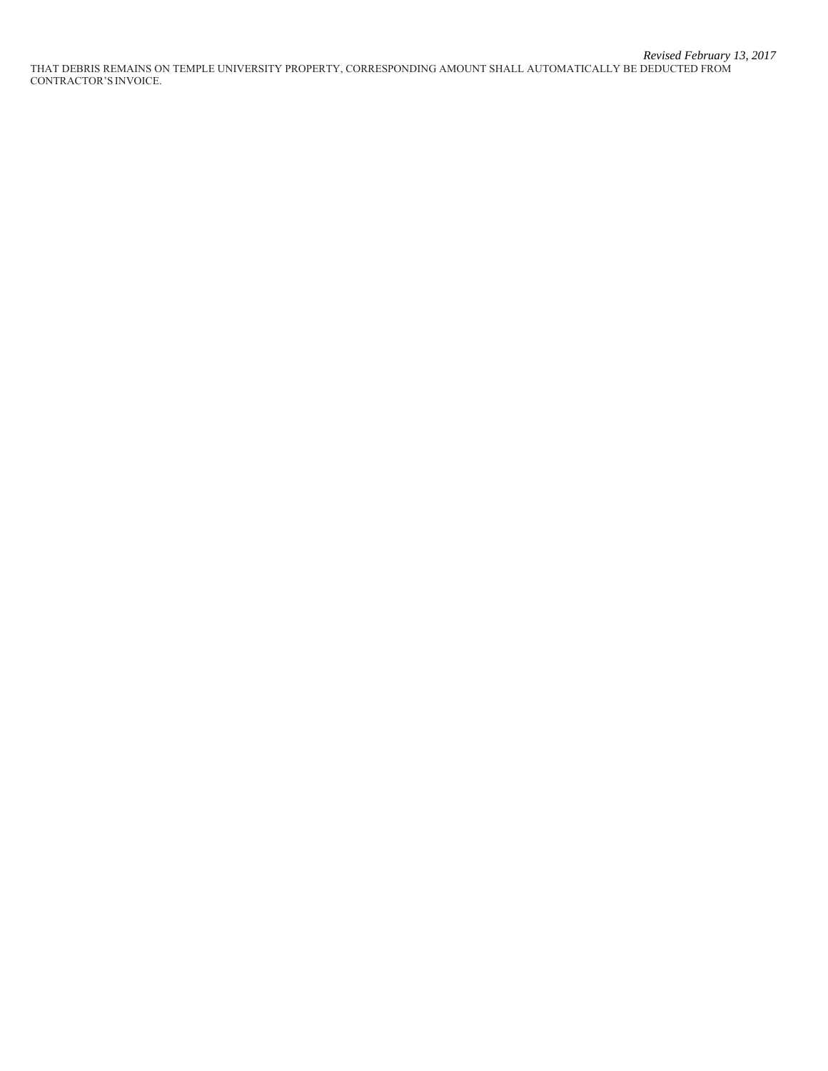THAT DEBRIS REMAINS ON TEMPLE UNIVERSITY PROPERTY, CORRESPONDING AMOUNT SHALL AUTOMATICALLY BE DEDUCTED FROM CONTRACTOR'S INVOICE.